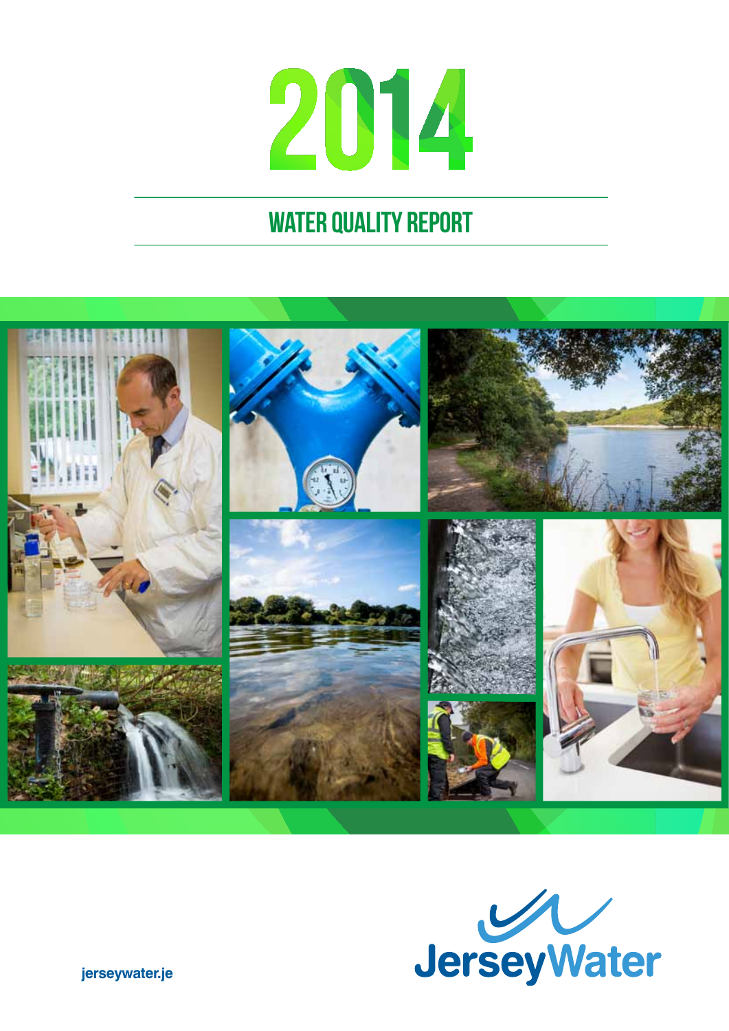# 2014

## WATER QUALITY REPORT

Jersey Water

jerseywater.je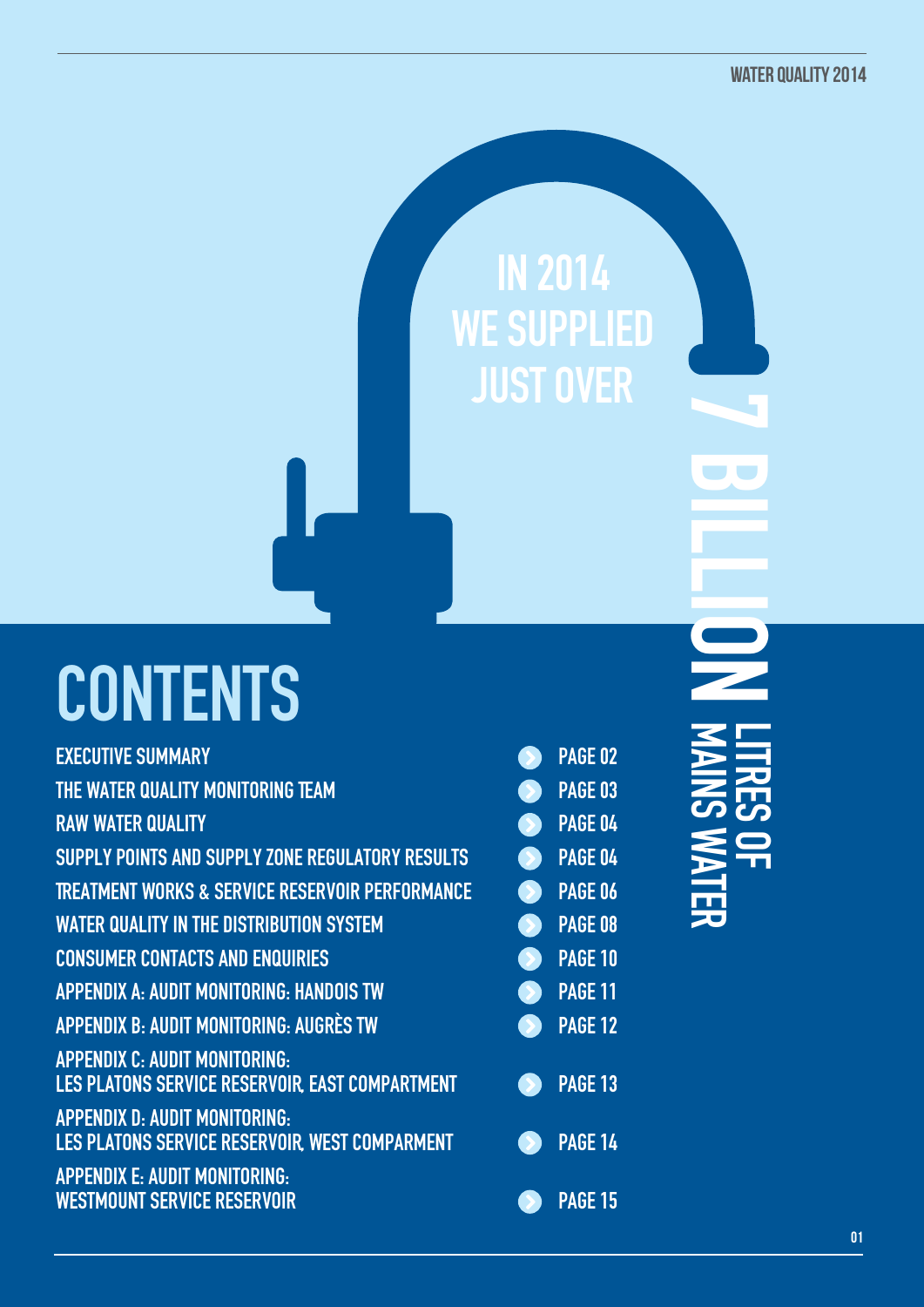IN 2014 WE SUPPLIED JUST OVER **7 BILLION** LITRES OF MAINS WATER

# CONTENTS

| | |
|---|---|
| EXECUTIVE SUMMARY | PAGE 02 |
| THE WATER QUALITY MONITORING TEAM | PAGE 03 |
| RAW WATER QUALITY | PAGE 04 |
| SUPPLY POINTS AND SUPPLY ZONE REGULATORY RESULTS | PAGE 04 |
| TREATMENT WORKS & SERVICE RESERVOIR PERFORMANCE | PAGE 06 |
| WATER QUALITY IN THE DISTRIBUTION SYSTEM | PAGE 08 |
| CONSUMER CONTACTS AND ENQUIRIES | PAGE 10 |
| APPENDIX A: AUDIT MONITORING: HANDOIS TW | PAGE 11 |
| APPENDIX B: AUDIT MONITORING: AUGRÈS TW | PAGE 12 |
| APPENDIX C: AUDIT MONITORING: LES PLATONS SERVICE RESERVOIR, EAST COMPARTMENT | PAGE 13 |
| APPENDIX D: AUDIT MONITORING: LES PLATONS SERVICE RESERVOIR, WEST COMPARMENT | PAGE 14 |
| APPENDIX E: AUDIT MONITORING: WESTMOUNT SERVICE RESERVOIR | PAGE 15 |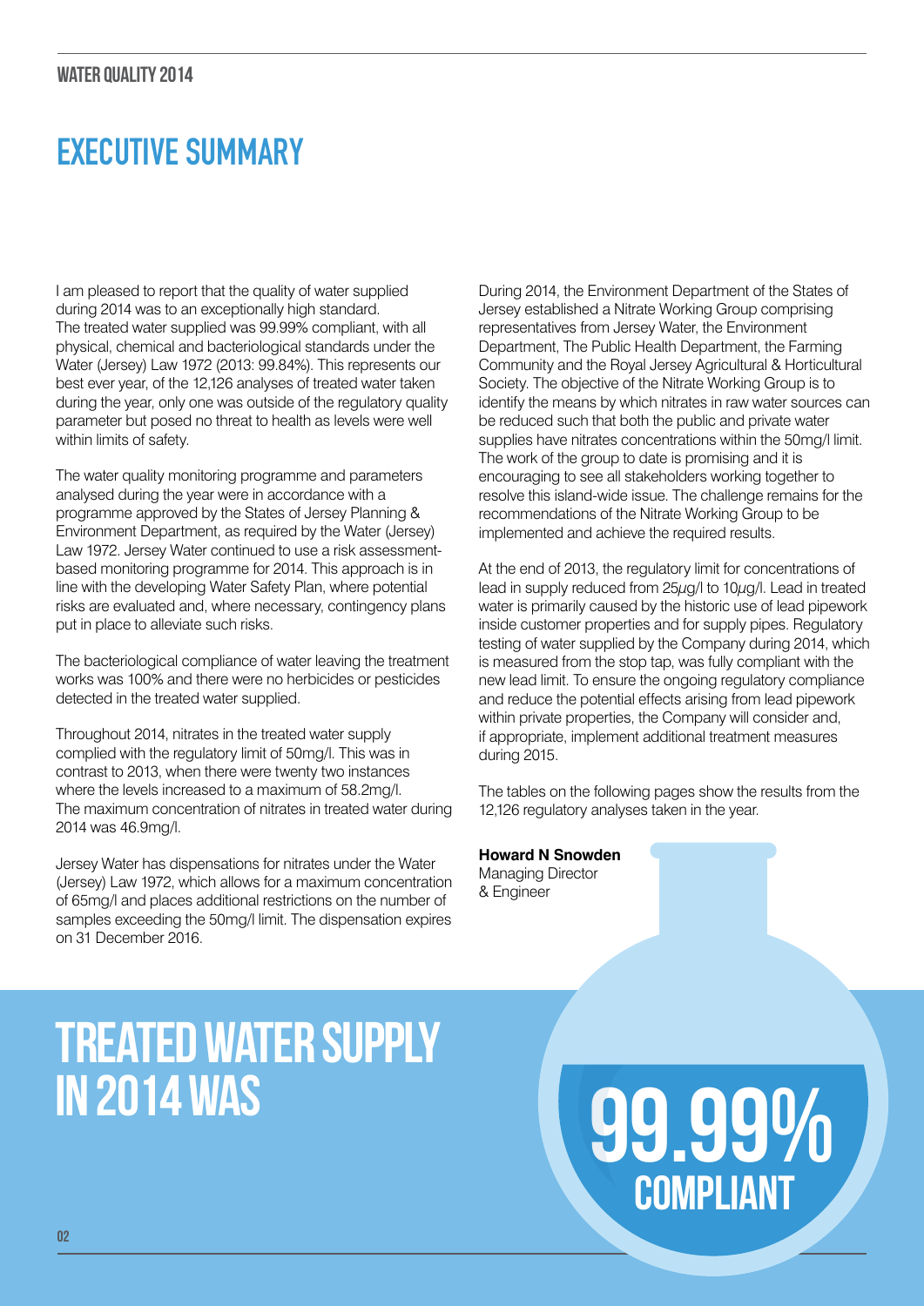# EXECUTIVE SUMMARY

I am pleased to report that the quality of water supplied during 2014 was to an exceptionally high standard. The treated water supplied was 99.99% compliant, with all physical, chemical and bacteriological standards under the Water (Jersey) Law 1972 (2013: 99.84%). This represents our best ever year, of the 12,126 analyses of treated water taken during the year, only one was outside of the regulatory quality parameter but posed no threat to health as levels were well within limits of safety.

The water quality monitoring programme and parameters analysed during the year were in accordance with a programme approved by the States of Jersey Planning & Environment Department, as required by the Water (Jersey) Law 1972. Jersey Water continued to use a risk assessment-based monitoring programme for 2014. This approach is in line with the developing Water Safety Plan, where potential risks are evaluated and, where necessary, contingency plans put in place to alleviate such risks.

The bacteriological compliance of water leaving the treatment works was 100% and there were no herbicides or pesticides detected in the treated water supplied.

Throughout 2014, nitrates in the treated water supply complied with the regulatory limit of 50mg/l. This was in contrast to 2013, when there were twenty two instances where the levels increased to a maximum of 58.2mg/l. The maximum concentration of nitrates in treated water during 2014 was 46.9mg/l.

Jersey Water has dispensations for nitrates under the Water (Jersey) Law 1972, which allows for a maximum concentration of 65mg/l and places additional restrictions on the number of samples exceeding the 50mg/l limit. The dispensation expires on 31 December 2016.

During 2014, the Environment Department of the States of Jersey established a Nitrate Working Group comprising representatives from Jersey Water, the Environment Department, The Public Health Department, the Farming Community and the Royal Jersey Agricultural & Horticultural Society. The objective of the Nitrate Working Group is to identify the means by which nitrates in raw water sources can be reduced such that both the public and private water supplies have nitrates concentrations within the 50mg/l limit. The work of the group to date is promising and it is encouraging to see all stakeholders working together to resolve this island-wide issue. The challenge remains for the recommendations of the Nitrate Working Group to be implemented and achieve the required results.

At the end of 2013, the regulatory limit for concentrations of lead in supply reduced from 25µg/l to 10µg/l. Lead in treated water is primarily caused by the historic use of lead pipework inside customer properties and for supply pipes. Regulatory testing of water supplied by the Company during 2014, which is measured from the stop tap, was fully compliant with the new lead limit. To ensure the ongoing regulatory compliance and reduce the potential effects arising from lead pipework within private properties, the Company will consider and, if appropriate, implement additional treatment measures during 2015.

The tables on the following pages show the results from the 12,126 regulatory analyses taken in the year.

**Howard N Snowden**
Managing Director
& Engineer

## TREATED WATER SUPPLY IN 2014 WAS

## 99.99% COMPLIANT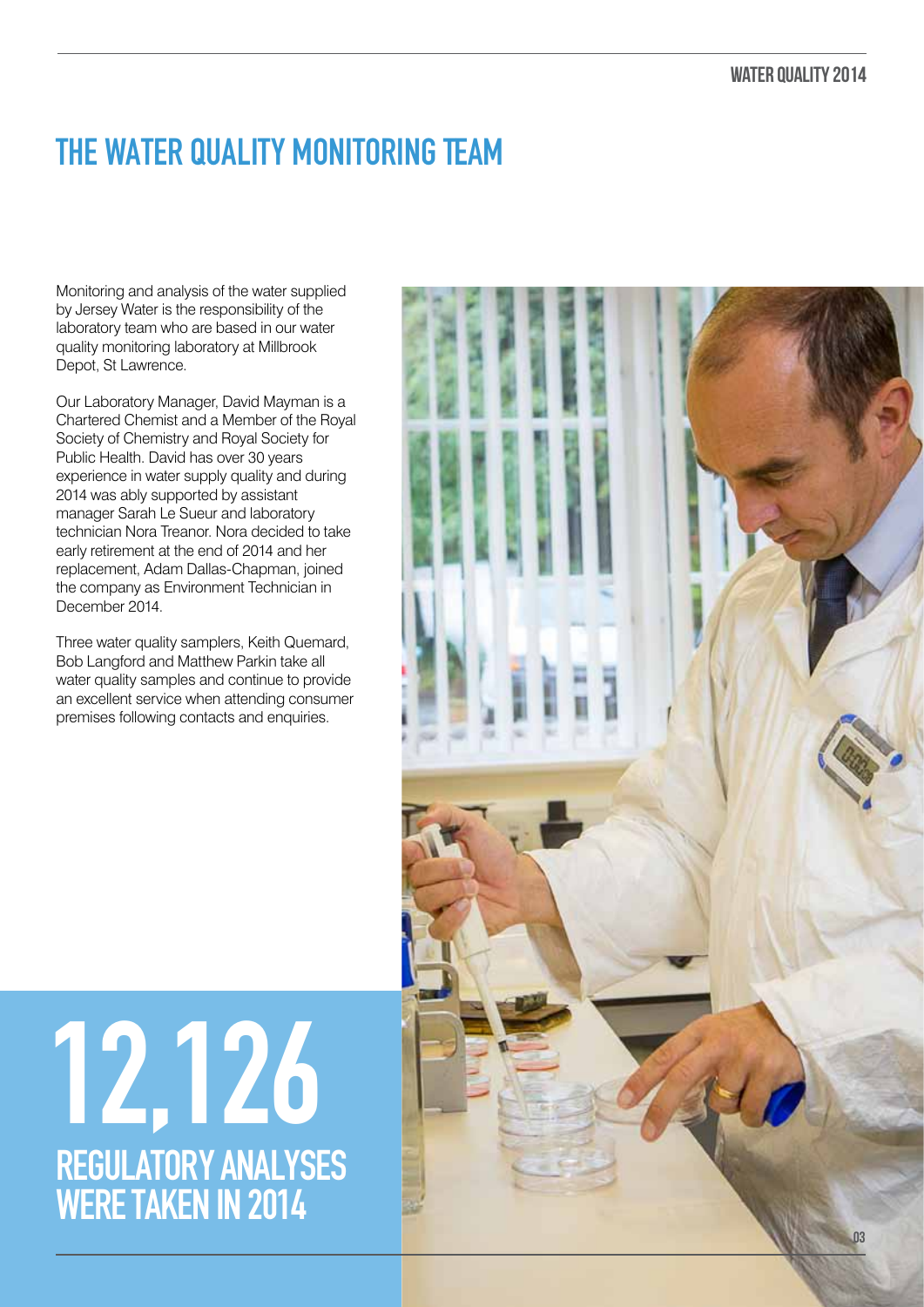# THE WATER QUALITY MONITORING TEAM

Monitoring and analysis of the water supplied by Jersey Water is the responsibility of the laboratory team who are based in our water quality monitoring laboratory at Millbrook Depot, St Lawrence.

Our Laboratory Manager, David Mayman is a Chartered Chemist and a Member of the Royal Society of Chemistry and Royal Society for Public Health. David has over 30 years experience in water supply quality and during 2014 was ably supported by assistant manager Sarah Le Sueur and laboratory technician Nora Treanor. Nora decided to take early retirement at the end of 2014 and her replacement, Adam Dallas-Chapman, joined the company as Environment Technician in December 2014.

Three water quality samplers, Keith Quemard, Bob Langford and Matthew Parkin take all water quality samples and continue to provide an excellent service when attending consumer premises following contacts and enquiries.

**12,126**

**REGULATORY ANALYSES WERE TAKEN IN 2014**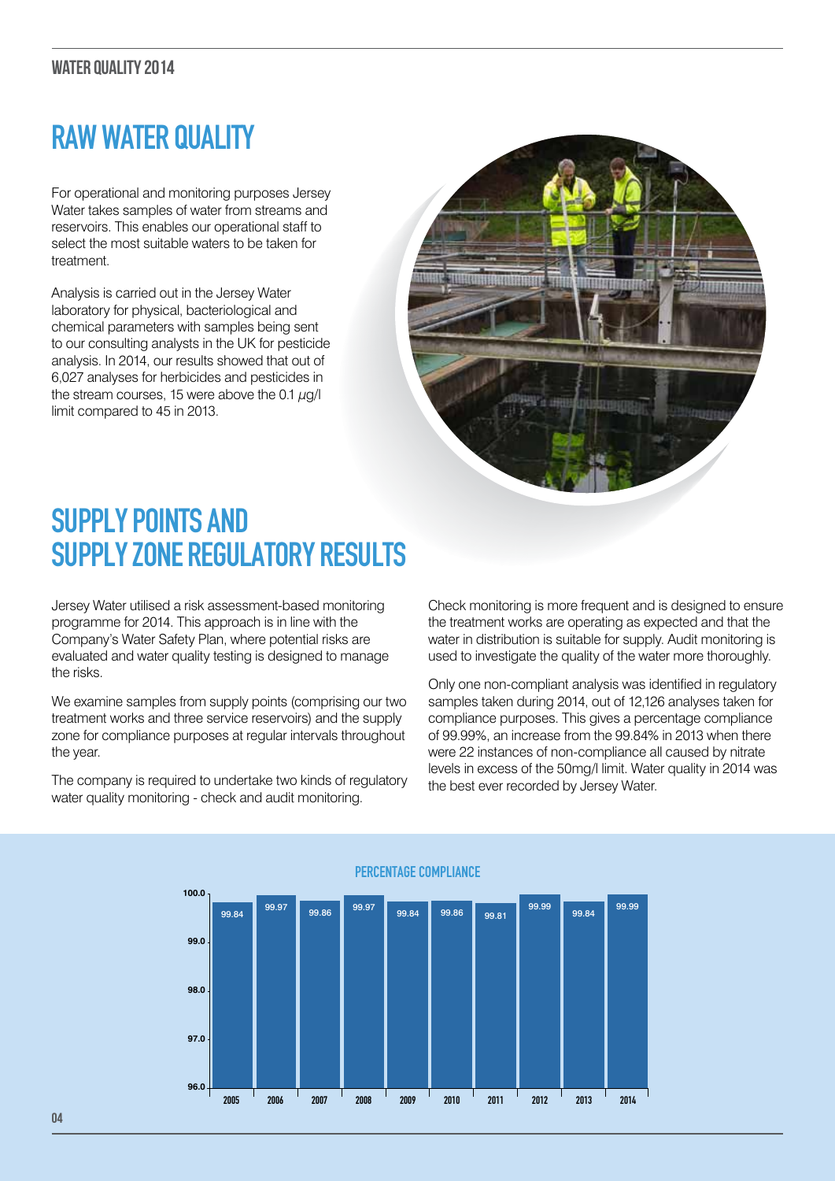## RAW WATER QUALITY

For operational and monitoring purposes Jersey Water takes samples of water from streams and reservoirs. This enables our operational staff to select the most suitable waters to be taken for treatment.

Analysis is carried out in the Jersey Water laboratory for physical, bacteriological and chemical parameters with samples being sent to our consulting analysts in the UK for pesticide analysis. In 2014, our results showed that out of 6,027 analyses for herbicides and pesticides in the stream courses, 15 were above the 0.1 $\mu$g/l limit compared to 45 in 2013.

## SUPPLY POINTS AND SUPPLY ZONE REGULATORY RESULTS

Jersey Water utilised a risk assessment-based monitoring programme for 2014. This approach is in line with the Company's Water Safety Plan, where potential risks are evaluated and water quality testing is designed to manage the risks.

We examine samples from supply points (comprising our two treatment works and three service reservoirs) and the supply zone for compliance purposes at regular intervals throughout the year.

The company is required to undertake two kinds of regulatory water quality monitoring - check and audit monitoring.

Check monitoring is more frequent and is designed to ensure the treatment works are operating as expected and that the water in distribution is suitable for supply. Audit monitoring is used to investigate the quality of the water more thoroughly.

Only one non-compliant analysis was identified in regulatory samples taken during 2014, out of 12,126 analyses taken for compliance purposes. This gives a percentage compliance of 99.99%, an increase from the 99.84% in 2013 when there were 22 instances of non-compliance all caused by nitrate levels in excess of the 50mg/l limit. Water quality in 2014 was the best ever recorded by Jersey Water.

### PERCENTAGE COMPLIANCE

| Year | 2005 | 2006 | 2007 | 2008 | 2009 | 2010 | 2011 | 2012 | 2013 | 2014 |
|---|---|---|---|---|---|---|---|---|---|---|
| % | 99.84 | 99.97 | 99.86 | 99.97 | 99.84 | 99.86 | 99.81 | 99.99 | 99.84 | 99.99 |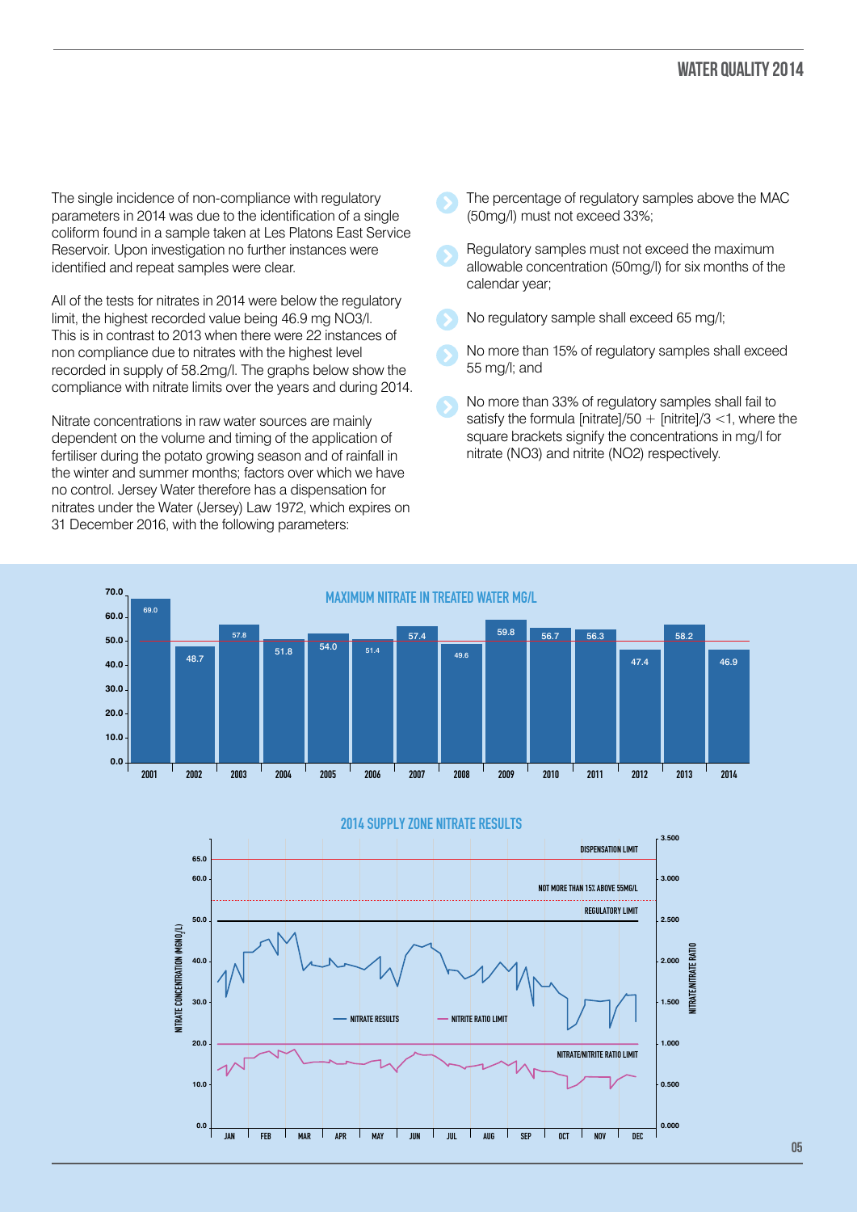The single incidence of non-compliance with regulatory parameters in 2014 was due to the identification of a single coliform found in a sample taken at Les Platons East Service Reservoir. Upon investigation no further instances were identified and repeat samples were clear.

All of the tests for nitrates in 2014 were below the regulatory limit, the highest recorded value being 46.9 mg $NO_3$/l. This is in contrast to 2013 when there were 22 instances of non compliance due to nitrates with the highest level recorded in supply of 58.2mg/l. The graphs below show the compliance with nitrate limits over the years and during 2014.

Nitrate concentrations in raw water sources are mainly dependent on the volume and timing of the application of fertiliser during the potato growing season and of rainfall in the winter and summer months; factors over which we have no control. Jersey Water therefore has a dispensation for nitrates under the Water (Jersey) Law 1972, which expires on 31 December 2016, with the following parameters:

- The percentage of regulatory samples above the MAC (50mg/l) must not exceed 33%;
- Regulatory samples must not exceed the maximum allowable concentration (50mg/l) for six months of the calendar year;
- No regulatory sample shall exceed 65 mg/l;
- No more than 15% of regulatory samples shall exceed 55 mg/l; and
- No more than 33% of regulatory samples shall fail to satisfy the formula $[nitrate]/50 + [nitrite]/3 < 1$, where the square brackets signify the concentrations in mg/l for nitrate ($NO_3$) and nitrite ($NO_2$) respectively.

**MAXIMUM NITRATE IN TREATED WATER MG/L**

| Year | 2001 | 2002 | 2003 | 2004 | 2005 | 2006 | 2007 | 2008 | 2009 | 2010 | 2011 | 2012 | 2013 | 2014 |
|---|---|---|---|---|---|---|---|---|---|---|---|---|---|---|
| Max nitrate (mg/l) | 69.0 | 48.7 | 57.8 | 51.8 | 54.0 | 51.4 | 57.4 | 49.6 | 59.8 | 56.7 | 56.3 | 47.4 | 58.2 | 46.9 |

**2014 SUPPLY ZONE NITRATE RESULTS**

Chart lines: DISPENSATION LIMIT (65.0); NOT MORE THAN 15% ABOVE 55MG/L; REGULATORY LIMIT (50.0); NITRATE/NITRITE RATIO LIMIT; NITRATE RESULTS; NITRITE RATIO LIMIT. Left axis: NITRATE CONCENTRATION (MGNO$_3$/L), 0.0–65.0; right axis: NITRATE/NITRATE RATIO, 0.000–3.500; months JAN–DEC.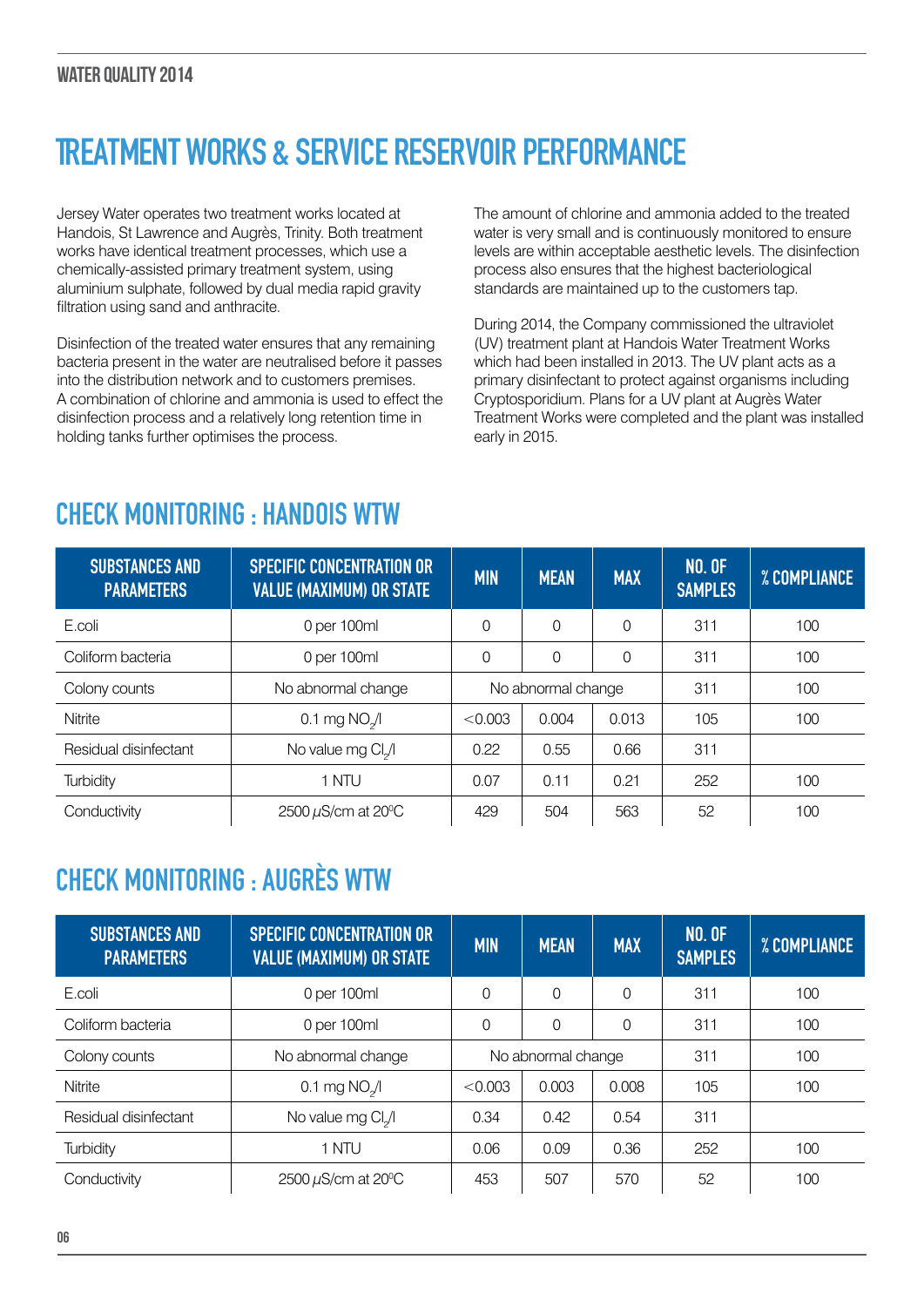# TREATMENT WORKS & SERVICE RESERVOIR PERFORMANCE

Jersey Water operates two treatment works located at Handois, St Lawrence and Augrès, Trinity. Both treatment works have identical treatment processes, which use a chemically-assisted primary treatment system, using aluminium sulphate, followed by dual media rapid gravity filtration using sand and anthracite.

Disinfection of the treated water ensures that any remaining bacteria present in the water are neutralised before it passes into the distribution network and to customers premises. A combination of chlorine and ammonia is used to effect the disinfection process and a relatively long retention time in holding tanks further optimises the process.

The amount of chlorine and ammonia added to the treated water is very small and is continuously monitored to ensure levels are within acceptable aesthetic levels. The disinfection process also ensures that the highest bacteriological standards are maintained up to the customers tap.

During 2014, the Company commissioned the ultraviolet (UV) treatment plant at Handois Water Treatment Works which had been installed in 2013. The UV plant acts as a primary disinfectant to protect against organisms including Cryptosporidium. Plans for a UV plant at Augrès Water Treatment Works were completed and the plant was installed early in 2015.

## CHECK MONITORING : HANDOIS WTW

| SUBSTANCES AND PARAMETERS | SPECIFIC CONCENTRATION OR VALUE (MAXIMUM) OR STATE | MIN | MEAN | MAX | NO. OF SAMPLES | % COMPLIANCE |
|---|---|---|---|---|---|---|
| E.coli | 0 per 100ml | 0 | 0 | 0 | 311 | 100 |
| Coliform bacteria | 0 per 100ml | 0 | 0 | 0 | 311 | 100 |
| Colony counts | No abnormal change | No abnormal change | | | 311 | 100 |
| Nitrite | 0.1 mg $NO_2$/l | <0.003 | 0.004 | 0.013 | 105 | 100 |
| Residual disinfectant | No value mg $Cl_2$/l | 0.22 | 0.55 | 0.66 | 311 | |
| Turbidity | 1 NTU | 0.07 | 0.11 | 0.21 | 252 | 100 |
| Conductivity | 2500 $\mu$S/cm at 20°C | 429 | 504 | 563 | 52 | 100 |

## CHECK MONITORING : AUGRÈS WTW

| SUBSTANCES AND PARAMETERS | SPECIFIC CONCENTRATION OR VALUE (MAXIMUM) OR STATE | MIN | MEAN | MAX | NO. OF SAMPLES | % COMPLIANCE |
|---|---|---|---|---|---|---|
| E.coli | 0 per 100ml | 0 | 0 | 0 | 311 | 100 |
| Coliform bacteria | 0 per 100ml | 0 | 0 | 0 | 311 | 100 |
| Colony counts | No abnormal change | No abnormal change | | | 311 | 100 |
| Nitrite | 0.1 mg $NO_2$/l | <0.003 | 0.003 | 0.008 | 105 | 100 |
| Residual disinfectant | No value mg $Cl_2$/l | 0.34 | 0.42 | 0.54 | 311 | |
| Turbidity | 1 NTU | 0.06 | 0.09 | 0.36 | 252 | 100 |
| Conductivity | 2500 $\mu$S/cm at 20°C | 453 | 507 | 570 | 52 | 100 |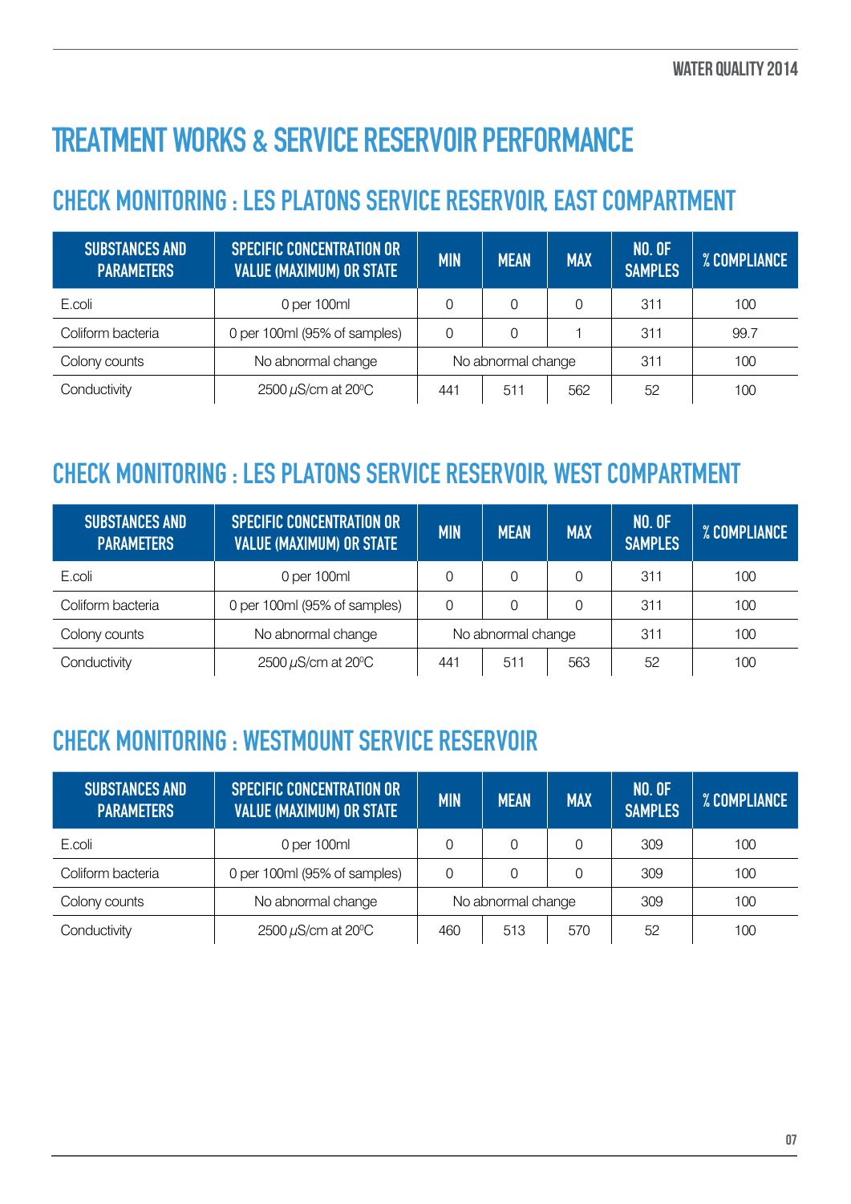# TREATMENT WORKS & SERVICE RESERVOIR PERFORMANCE

## CHECK MONITORING : LES PLATONS SERVICE RESERVOIR, EAST COMPARTMENT

| SUBSTANCES AND PARAMETERS | SPECIFIC CONCENTRATION OR VALUE (MAXIMUM) OR STATE | MIN | MEAN | MAX | NO. OF SAMPLES | % COMPLIANCE |
|---|---|---|---|---|---|---|
| E.coli | 0 per 100ml | 0 | 0 | 0 | 311 | 100 |
| Coliform bacteria | 0 per 100ml (95% of samples) | 0 | 0 | 1 | 311 | 99.7 |
| Colony counts | No abnormal change | No abnormal change | | | 311 | 100 |
| Conductivity | 2500 $\mu$S/cm at 20ºC | 441 | 511 | 562 | 52 | 100 |

## CHECK MONITORING : LES PLATONS SERVICE RESERVOIR, WEST COMPARTMENT

| SUBSTANCES AND PARAMETERS | SPECIFIC CONCENTRATION OR VALUE (MAXIMUM) OR STATE | MIN | MEAN | MAX | NO. OF SAMPLES | % COMPLIANCE |
|---|---|---|---|---|---|---|
| E.coli | 0 per 100ml | 0 | 0 | 0 | 311 | 100 |
| Coliform bacteria | 0 per 100ml (95% of samples) | 0 | 0 | 0 | 311 | 100 |
| Colony counts | No abnormal change | No abnormal change | | | 311 | 100 |
| Conductivity | 2500 $\mu$S/cm at 20ºC | 441 | 511 | 563 | 52 | 100 |

## CHECK MONITORING : WESTMOUNT SERVICE RESERVOIR

| SUBSTANCES AND PARAMETERS | SPECIFIC CONCENTRATION OR VALUE (MAXIMUM) OR STATE | MIN | MEAN | MAX | NO. OF SAMPLES | % COMPLIANCE |
|---|---|---|---|---|---|---|
| E.coli | 0 per 100ml | 0 | 0 | 0 | 309 | 100 |
| Coliform bacteria | 0 per 100ml (95% of samples) | 0 | 0 | 0 | 309 | 100 |
| Colony counts | No abnormal change | No abnormal change | | | 309 | 100 |
| Conductivity | 2500 $\mu$S/cm at 20ºC | 460 | 513 | 570 | 52 | 100 |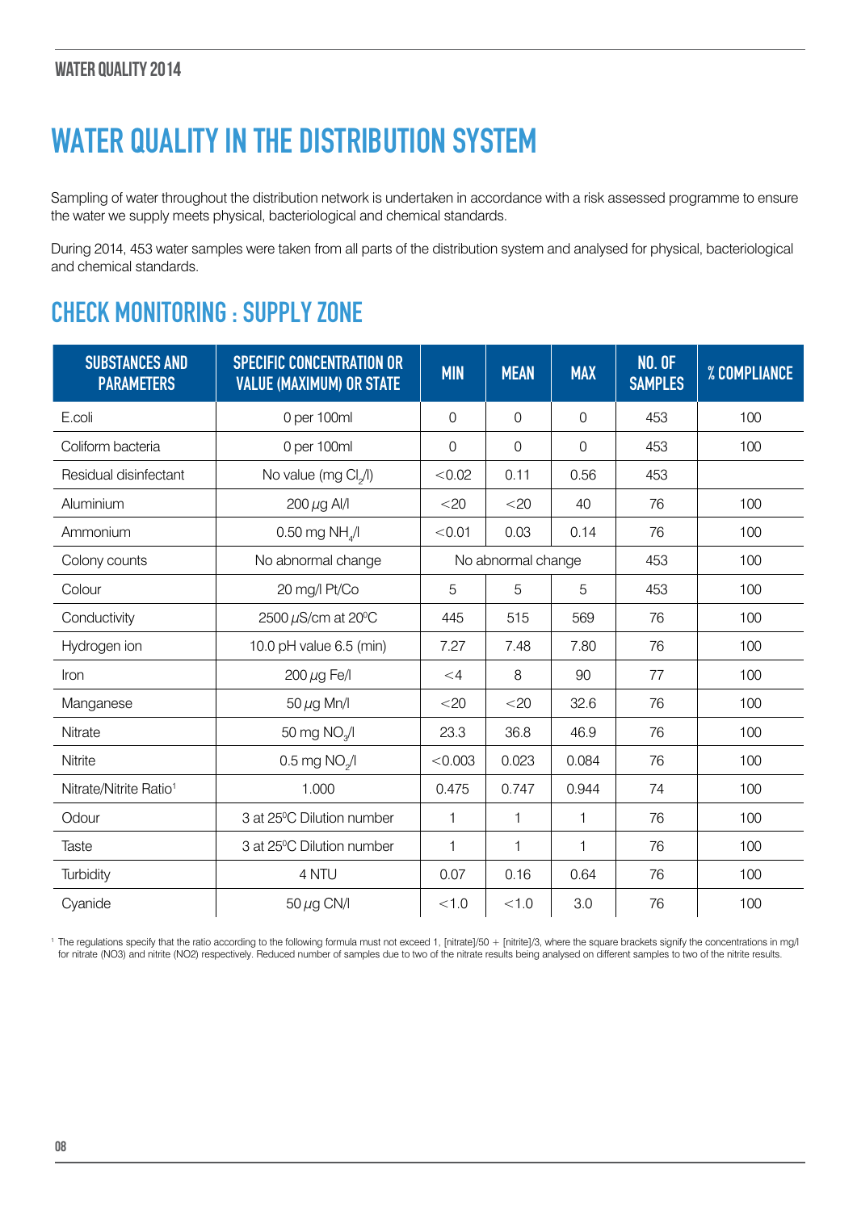# WATER QUALITY IN THE DISTRIBUTION SYSTEM

Sampling of water throughout the distribution network is undertaken in accordance with a risk assessed programme to ensure the water we supply meets physical, bacteriological and chemical standards.

During 2014, 453 water samples were taken from all parts of the distribution system and analysed for physical, bacteriological and chemical standards.

## CHECK MONITORING : SUPPLY ZONE

| SUBSTANCES AND PARAMETERS | SPECIFIC CONCENTRATION OR VALUE (MAXIMUM) OR STATE | MIN | MEAN | MAX | NO. OF SAMPLES | % COMPLIANCE |
|---|---|---|---|---|---|---|
| E.coli | 0 per 100ml | 0 | 0 | 0 | 453 | 100 |
| Coliform bacteria | 0 per 100ml | 0 | 0 | 0 | 453 | 100 |
| Residual disinfectant | No value (mg $Cl_2$/l) | <0.02 | 0.11 | 0.56 | 453 | |
| Aluminium | 200 $\mu$g Al/l | <20 | <20 | 40 | 76 | 100 |
| Ammonium | 0.50 mg $NH_4$/l | <0.01 | 0.03 | 0.14 | 76 | 100 |
| Colony counts | No abnormal change | No abnormal change | | | 453 | 100 |
| Colour | 20 mg/l Pt/Co | 5 | 5 | 5 | 453 | 100 |
| Conductivity | 2500 $\mu$S/cm at 20ºC | 445 | 515 | 569 | 76 | 100 |
| Hydrogen ion | 10.0 pH value 6.5 (min) | 7.27 | 7.48 | 7.80 | 76 | 100 |
| Iron | 200 $\mu$g Fe/l | <4 | 8 | 90 | 77 | 100 |
| Manganese | 50 $\mu$g Mn/l | <20 | <20 | 32.6 | 76 | 100 |
| Nitrate | 50 mg $NO_3$/l | 23.3 | 36.8 | 46.9 | 76 | 100 |
| Nitrite | 0.5 mg $NO_2$/l | <0.003 | 0.023 | 0.084 | 76 | 100 |
| Nitrate/Nitrite Ratio[1] | 1.000 | 0.475 | 0.747 | 0.944 | 74 | 100 |
| Odour | 3 at 25ºC Dilution number | 1 | 1 | 1 | 76 | 100 |
| Taste | 3 at 25ºC Dilution number | 1 | 1 | 1 | 76 | 100 |
| Turbidity | 4 NTU | 0.07 | 0.16 | 0.64 | 76 | 100 |
| Cyanide | 50 $\mu$g CN/l | <1.0 | <1.0 | 3.0 | 76 | 100 |

[1] The regulations specify that the ratio according to the following formula must not exceed 1, [nitrate]/50 + [nitrite]/3, where the square brackets signify the concentrations in mg/l for nitrate (NO3) and nitrite (NO2) respectively. Reduced number of samples due to two of the nitrate results being analysed on different samples to two of the nitrite results.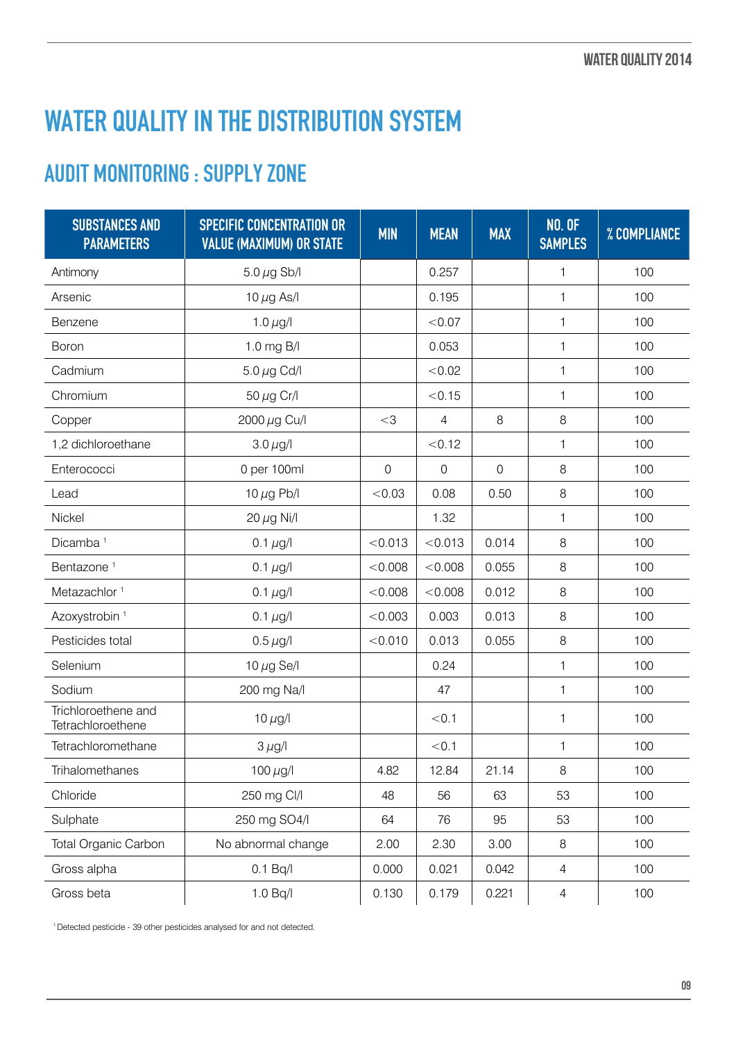# WATER QUALITY IN THE DISTRIBUTION SYSTEM

## AUDIT MONITORING : SUPPLY ZONE

| SUBSTANCES AND PARAMETERS | SPECIFIC CONCENTRATION OR VALUE (MAXIMUM) OR STATE | MIN | MEAN | MAX | NO. OF SAMPLES | % COMPLIANCE |
|---|---|---|---|---|---|---|
| Antimony | 5.0 μg Sb/l | | 0.257 | | 1 | 100 |
| Arsenic | 10 μg As/l | | 0.195 | | 1 | 100 |
| Benzene | 1.0 μg/l | | <0.07 | | 1 | 100 |
| Boron | 1.0 mg B/l | | 0.053 | | 1 | 100 |
| Cadmium | 5.0 μg Cd/l | | <0.02 | | 1 | 100 |
| Chromium | 50 μg Cr/l | | <0.15 | | 1 | 100 |
| Copper | 2000 μg Cu/l | <3 | 4 | 8 | 8 | 100 |
| 1,2 dichloroethane | 3.0 μg/l | | <0.12 | | 1 | 100 |
| Enterococci | 0 per 100ml | 0 | 0 | 0 | 8 | 100 |
| Lead | 10 μg Pb/l | <0.03 | 0.08 | 0.50 | 8 | 100 |
| Nickel | 20 μg Ni/l | | 1.32 | | 1 | 100 |
| Dicamba [1] | 0.1 μg/l | <0.013 | <0.013 | 0.014 | 8 | 100 |
| Bentazone [1] | 0.1 μg/l | <0.008 | <0.008 | 0.055 | 8 | 100 |
| Metazachlor [1] | 0.1 μg/l | <0.008 | <0.008 | 0.012 | 8 | 100 |
| Azoxystrobin [1] | 0.1 μg/l | <0.003 | 0.003 | 0.013 | 8 | 100 |
| Pesticides total | 0.5 μg/l | <0.010 | 0.013 | 0.055 | 8 | 100 |
| Selenium | 10 μg Se/l | | 0.24 | | 1 | 100 |
| Sodium | 200 mg Na/l | | 47 | | 1 | 100 |
| Trichloroethene and Tetrachloroethene | 10 μg/l | | <0.1 | | 1 | 100 |
| Tetrachloromethane | 3 μg/l | | <0.1 | | 1 | 100 |
| Trihalomethanes | 100 μg/l | 4.82 | 12.84 | 21.14 | 8 | 100 |
| Chloride | 250 mg Cl/l | 48 | 56 | 63 | 53 | 100 |
| Sulphate | 250 mg SO4/l | 64 | 76 | 95 | 53 | 100 |
| Total Organic Carbon | No abnormal change | 2.00 | 2.30 | 3.00 | 8 | 100 |
| Gross alpha | 0.1 Bq/l | 0.000 | 0.021 | 0.042 | 4 | 100 |
| Gross beta | 1.0 Bq/l | 0.130 | 0.179 | 0.221 | 4 | 100 |

[1] Detected pesticide - 39 other pesticides analysed for and not detected.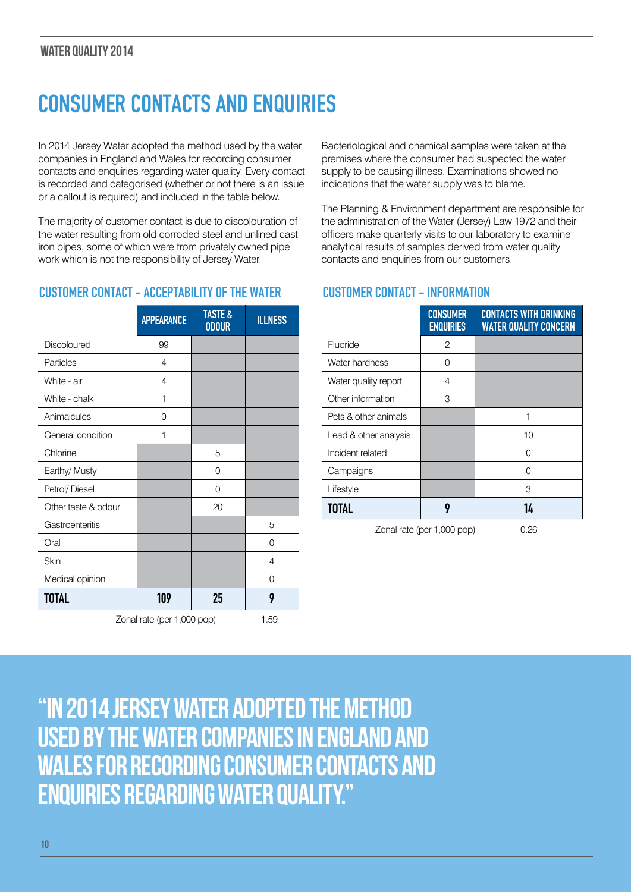## CONSUMER CONTACTS AND ENQUIRIES

In 2014 Jersey Water adopted the method used by the water companies in England and Wales for recording consumer contacts and enquiries regarding water quality. Every contact is recorded and categorised (whether or not there is an issue or a callout is required) and included in the table below.

The majority of customer contact is due to discolouration of the water resulting from old corroded steel and unlined cast iron pipes, some of which were from privately owned pipe work which is not the responsibility of Jersey Water.

Bacteriological and chemical samples were taken at the premises where the consumer had suspected the water supply to be causing illness. Examinations showed no indications that the water supply was to blame.

The Planning & Environment department are responsible for the administration of the Water (Jersey) Law 1972 and their officers make quarterly visits to our laboratory to examine analytical results of samples derived from water quality contacts and enquiries from our customers.

### CUSTOMER CONTACT – ACCEPTABILITY OF THE WATER

| | APPEARANCE | TASTE & ODOUR | ILLNESS |
|---|---|---|---|
| Discoloured | 99 | | |
| Particles | 4 | | |
| White - air | 4 | | |
| White - chalk | 1 | | |
| Animalcules | 0 | | |
| General condition | 1 | | |
| Chlorine | | 5 | |
| Earthy/ Musty | | 0 | |
| Petrol/ Diesel | | 0 | |
| Other taste & odour | | 20 | |
| Gastroenteritis | | | 5 |
| Oral | | | 0 |
| Skin | | | 4 |
| Medical opinion | | | 0 |
| **TOTAL** | **109** | **25** | **9** |
| Zonal rate (per 1,000 pop) | | | 1.59 |

### CUSTOMER CONTACT – INFORMATION

| | CONSUMER ENQUIRIES | CONTACTS WITH DRINKING WATER QUALITY CONCERN |
|---|---|---|
| Fluoride | 2 | |
| Water hardness | 0 | |
| Water quality report | 4 | |
| Other information | 3 | |
| Pets & other animals | | 1 |
| Lead & other analysis | | 10 |
| Incident related | | 0 |
| Campaigns | | 0 |
| Lifestyle | | 3 |
| **TOTAL** | **9** | **14** |
| Zonal rate (per 1,000 pop) | | 0.26 |

**"IN 2014 JERSEY WATER ADOPTED THE METHOD USED BY THE WATER COMPANIES IN ENGLAND AND WALES FOR RECORDING CONSUMER CONTACTS AND ENQUIRIES REGARDING WATER QUALITY."**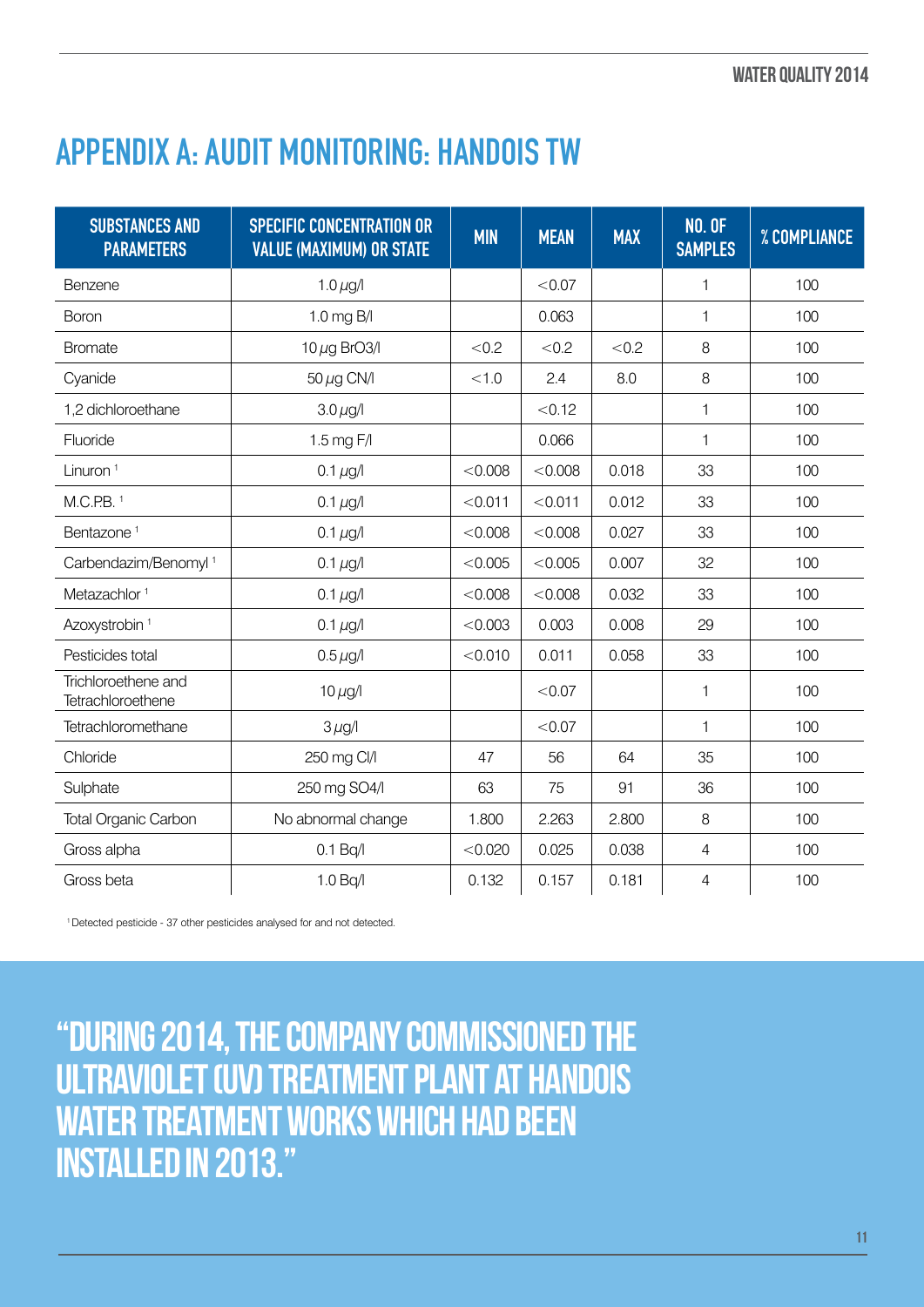# APPENDIX A: AUDIT MONITORING: HANDOIS TW

| SUBSTANCES AND PARAMETERS | SPECIFIC CONCENTRATION OR VALUE (MAXIMUM) OR STATE | MIN | MEAN | MAX | NO. OF SAMPLES | % COMPLIANCE |
|---|---|---|---|---|---|---|
| Benzene | 1.0 μg/l | | <0.07 | | 1 | 100 |
| Boron | 1.0 mg B/l | | 0.063 | | 1 | 100 |
| Bromate | 10 μg $BrO_3$/l | <0.2 | <0.2 | <0.2 | 8 | 100 |
| Cyanide | 50 μg CN/l | <1.0 | 2.4 | 8.0 | 8 | 100 |
| 1,2 dichloroethane | 3.0 μg/l | | <0.12 | | 1 | 100 |
| Fluoride | 1.5 mg F/l | | 0.066 | | 1 | 100 |
| Linuron [1] | 0.1 μg/l | <0.008 | <0.008 | 0.018 | 33 | 100 |
| M.C.P.B. [1] | 0.1 μg/l | <0.011 | <0.011 | 0.012 | 33 | 100 |
| Bentazone [1] | 0.1 μg/l | <0.008 | <0.008 | 0.027 | 33 | 100 |
| Carbendazim/Benomyl [1] | 0.1 μg/l | <0.005 | <0.005 | 0.007 | 32 | 100 |
| Metazachlor [1] | 0.1 μg/l | <0.008 | <0.008 | 0.032 | 33 | 100 |
| Azoxystrobin [1] | 0.1 μg/l | <0.003 | 0.003 | 0.008 | 29 | 100 |
| Pesticides total | 0.5 μg/l | <0.010 | 0.011 | 0.058 | 33 | 100 |
| Trichloroethene and Tetrachloroethene | 10 μg/l | | <0.07 | | 1 | 100 |
| Tetrachloromethane | 3 μg/l | | <0.07 | | 1 | 100 |
| Chloride | 250 mg Cl/l | 47 | 56 | 64 | 35 | 100 |
| Sulphate | 250 mg $SO_4$/l | 63 | 75 | 91 | 36 | 100 |
| Total Organic Carbon | No abnormal change | 1.800 | 2.263 | 2.800 | 8 | 100 |
| Gross alpha | 0.1 Bq/l | <0.020 | 0.025 | 0.038 | 4 | 100 |
| Gross beta | 1.0 Bq/l | 0.132 | 0.157 | 0.181 | 4 | 100 |

[1] Detected pesticide - 37 other pesticides analysed for and not detected.

**"DURING 2014, THE COMPANY COMMISSIONED THE ULTRAVIOLET (UV) TREATMENT PLANT AT HANDOIS WATER TREATMENT WORKS WHICH HAD BEEN INSTALLED IN 2013."**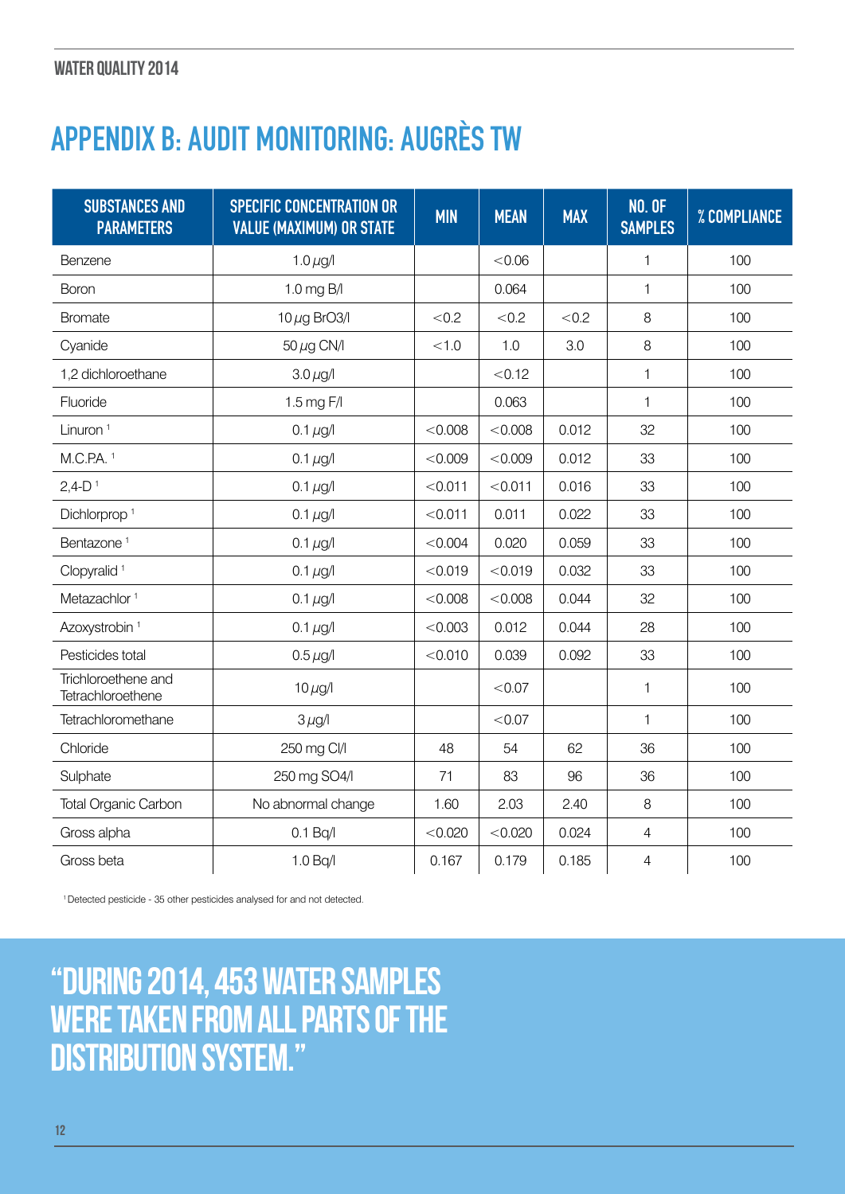# APPENDIX B: AUDIT MONITORING: AUGRÈS TW

| SUBSTANCES AND PARAMETERS | SPECIFIC CONCENTRATION OR VALUE (MAXIMUM) OR STATE | MIN | MEAN | MAX | NO. OF SAMPLES | % COMPLIANCE |
|---|---|---|---|---|---|---|
| Benzene | 1.0 µg/l | | <0.06 | | 1 | 100 |
| Boron | 1.0 mg B/l | | 0.064 | | 1 | 100 |
| Bromate | 10 µg BrO3/l | <0.2 | <0.2 | <0.2 | 8 | 100 |
| Cyanide | 50 µg CN/l | <1.0 | 1.0 | 3.0 | 8 | 100 |
| 1,2 dichloroethane | 3.0 µg/l | | <0.12 | | 1 | 100 |
| Fluoride | 1.5 mg F/l | | 0.063 | | 1 | 100 |
| Linuron [1] | 0.1 µg/l | <0.008 | <0.008 | 0.012 | 32 | 100 |
| M.C.P.A. [1] | 0.1 µg/l | <0.009 | <0.009 | 0.012 | 33 | 100 |
| 2,4-D [1] | 0.1 µg/l | <0.011 | <0.011 | 0.016 | 33 | 100 |
| Dichlorprop [1] | 0.1 µg/l | <0.011 | 0.011 | 0.022 | 33 | 100 |
| Bentazone [1] | 0.1 µg/l | <0.004 | 0.020 | 0.059 | 33 | 100 |
| Clopyralid [1] | 0.1 µg/l | <0.019 | <0.019 | 0.032 | 33 | 100 |
| Metazachlor [1] | 0.1 µg/l | <0.008 | <0.008 | 0.044 | 32 | 100 |
| Azoxystrobin [1] | 0.1 µg/l | <0.003 | 0.012 | 0.044 | 28 | 100 |
| Pesticides total | 0.5 µg/l | <0.010 | 0.039 | 0.092 | 33 | 100 |
| Trichloroethene and Tetrachloroethene | 10 µg/l | | <0.07 | | 1 | 100 |
| Tetrachloromethane | 3 µg/l | | <0.07 | | 1 | 100 |
| Chloride | 250 mg Cl/l | 48 | 54 | 62 | 36 | 100 |
| Sulphate | 250 mg SO4/l | 71 | 83 | 96 | 36 | 100 |
| Total Organic Carbon | No abnormal change | 1.60 | 2.03 | 2.40 | 8 | 100 |
| Gross alpha | 0.1 Bq/l | <0.020 | <0.020 | 0.024 | 4 | 100 |
| Gross beta | 1.0 Bq/l | 0.167 | 0.179 | 0.185 | 4 | 100 |

[1] Detected pesticide - 35 other pesticides analysed for and not detected.

**"DURING 2014, 453 WATER SAMPLES WERE TAKEN FROM ALL PARTS OF THE DISTRIBUTION SYSTEM."**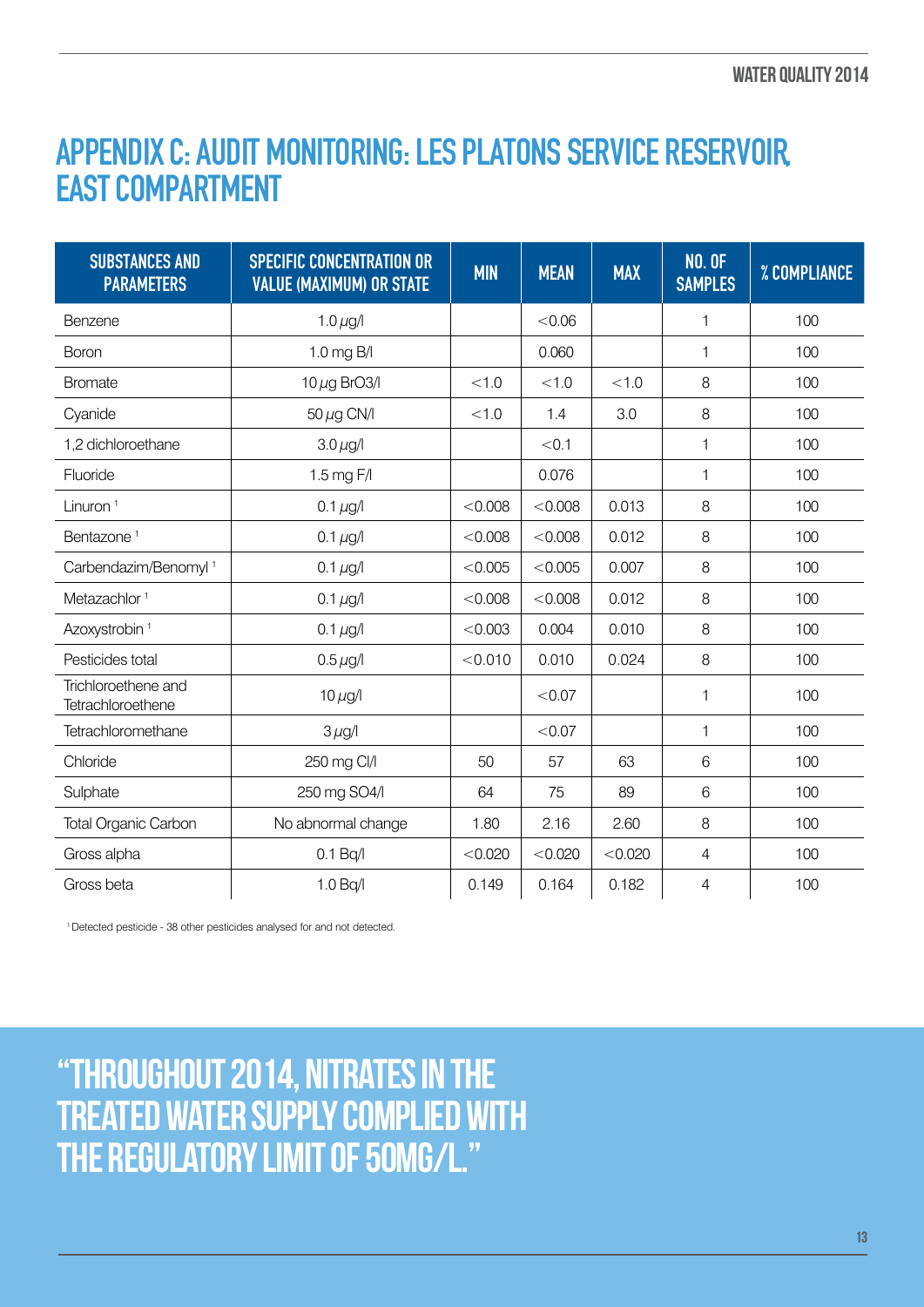# APPENDIX C: AUDIT MONITORING: LES PLATONS SERVICE RESERVOIR, EAST COMPARTMENT

| SUBSTANCES AND PARAMETERS | SPECIFIC CONCENTRATION OR VALUE (MAXIMUM) OR STATE | MIN | MEAN | MAX | NO. OF SAMPLES | % COMPLIANCE |
|---|---|---|---|---|---|---|
| Benzene | 1.0 μg/l | | <0.06 | | 1 | 100 |
| Boron | 1.0 mg B/l | | 0.060 | | 1 | 100 |
| Bromate | 10 μg BrO3/l | <1.0 | <1.0 | <1.0 | 8 | 100 |
| Cyanide | 50 μg CN/l | <1.0 | 1.4 | 3.0 | 8 | 100 |
| 1,2 dichloroethane | 3.0 μg/l | | <0.1 | | 1 | 100 |
| Fluoride | 1.5 mg F/l | | 0.076 | | 1 | 100 |
| Linuron [1] | 0.1 μg/l | <0.008 | <0.008 | 0.013 | 8 | 100 |
| Bentazone [1] | 0.1 μg/l | <0.008 | <0.008 | 0.012 | 8 | 100 |
| Carbendazim/Benomyl [1] | 0.1 μg/l | <0.005 | <0.005 | 0.007 | 8 | 100 |
| Metazachlor [1] | 0.1 μg/l | <0.008 | <0.008 | 0.012 | 8 | 100 |
| Azoxystrobin [1] | 0.1 μg/l | <0.003 | 0.004 | 0.010 | 8 | 100 |
| Pesticides total | 0.5 μg/l | <0.010 | 0.010 | 0.024 | 8 | 100 |
| Trichloroethene and Tetrachloroethene | 10 μg/l | | <0.07 | | 1 | 100 |
| Tetrachloromethane | 3 μg/l | | <0.07 | | 1 | 100 |
| Chloride | 250 mg Cl/l | 50 | 57 | 63 | 6 | 100 |
| Sulphate | 250 mg SO4/l | 64 | 75 | 89 | 6 | 100 |
| Total Organic Carbon | No abnormal change | 1.80 | 2.16 | 2.60 | 8 | 100 |
| Gross alpha | 0.1 Bq/l | <0.020 | <0.020 | <0.020 | 4 | 100 |
| Gross beta | 1.0 Bq/l | 0.149 | 0.164 | 0.182 | 4 | 100 |

[1] Detected pesticide - 38 other pesticides analysed for and not detected.

## "THROUGHOUT 2014, NITRATES IN THE TREATED WATER SUPPLY COMPLIED WITH THE REGULATORY LIMIT OF 50MG/L."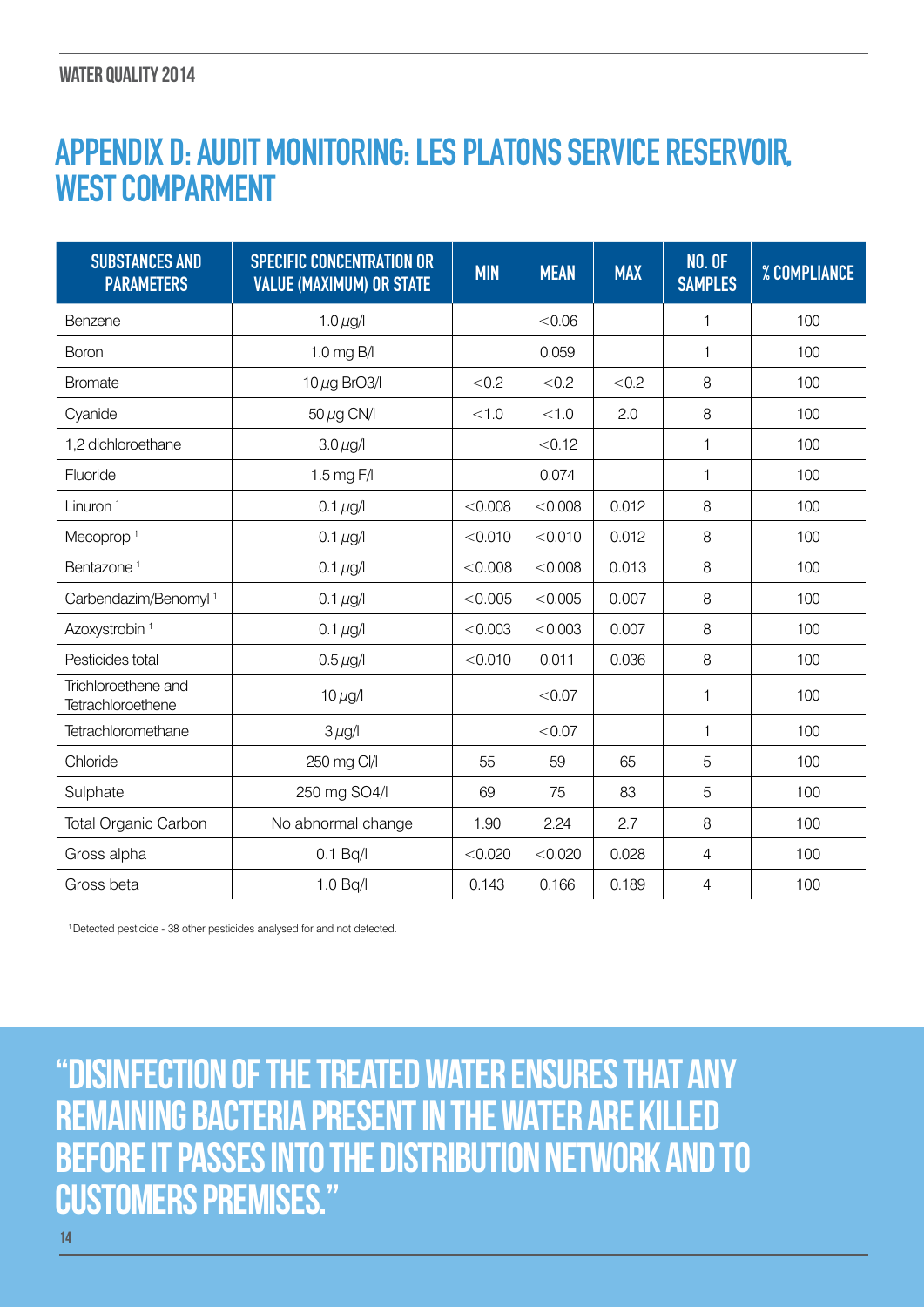# APPENDIX D: AUDIT MONITORING: LES PLATONS SERVICE RESERVOIR, WEST COMPARMENT

| SUBSTANCES AND PARAMETERS | SPECIFIC CONCENTRATION OR VALUE (MAXIMUM) OR STATE | MIN | MEAN | MAX | NO. OF SAMPLES | % COMPLIANCE |
|---|---|---|---|---|---|---|
| Benzene | 1.0 µg/l | | <0.06 | | 1 | 100 |
| Boron | 1.0 mg B/l | | 0.059 | | 1 | 100 |
| Bromate | 10 µg BrO3/l | <0.2 | <0.2 | <0.2 | 8 | 100 |
| Cyanide | 50 µg CN/l | <1.0 | <1.0 | 2.0 | 8 | 100 |
| 1,2 dichloroethane | 3.0 µg/l | | <0.12 | | 1 | 100 |
| Fluoride | 1.5 mg F/l | | 0.074 | | 1 | 100 |
| Linuron [1] | 0.1 µg/l | <0.008 | <0.008 | 0.012 | 8 | 100 |
| Mecoprop [1] | 0.1 µg/l | <0.010 | <0.010 | 0.012 | 8 | 100 |
| Bentazone [1] | 0.1 µg/l | <0.008 | <0.008 | 0.013 | 8 | 100 |
| Carbendazim/Benomyl [1] | 0.1 µg/l | <0.005 | <0.005 | 0.007 | 8 | 100 |
| Azoxystrobin [1] | 0.1 µg/l | <0.003 | <0.003 | 0.007 | 8 | 100 |
| Pesticides total | 0.5 µg/l | <0.010 | 0.011 | 0.036 | 8 | 100 |
| Trichloroethene and Tetrachloroethene | 10 µg/l | | <0.07 | | 1 | 100 |
| Tetrachloromethane | 3 µg/l | | <0.07 | | 1 | 100 |
| Chloride | 250 mg Cl/l | 55 | 59 | 65 | 5 | 100 |
| Sulphate | 250 mg SO4/l | 69 | 75 | 83 | 5 | 100 |
| Total Organic Carbon | No abnormal change | 1.90 | 2.24 | 2.7 | 8 | 100 |
| Gross alpha | 0.1 Bq/l | <0.020 | <0.020 | 0.028 | 4 | 100 |
| Gross beta | 1.0 Bq/l | 0.143 | 0.166 | 0.189 | 4 | 100 |

[1] Detected pesticide - 38 other pesticides analysed for and not detected.

**"DISINFECTION OF THE TREATED WATER ENSURES THAT ANY REMAINING BACTERIA PRESENT IN THE WATER ARE KILLED BEFORE IT PASSES INTO THE DISTRIBUTION NETWORK AND TO CUSTOMERS PREMISES."**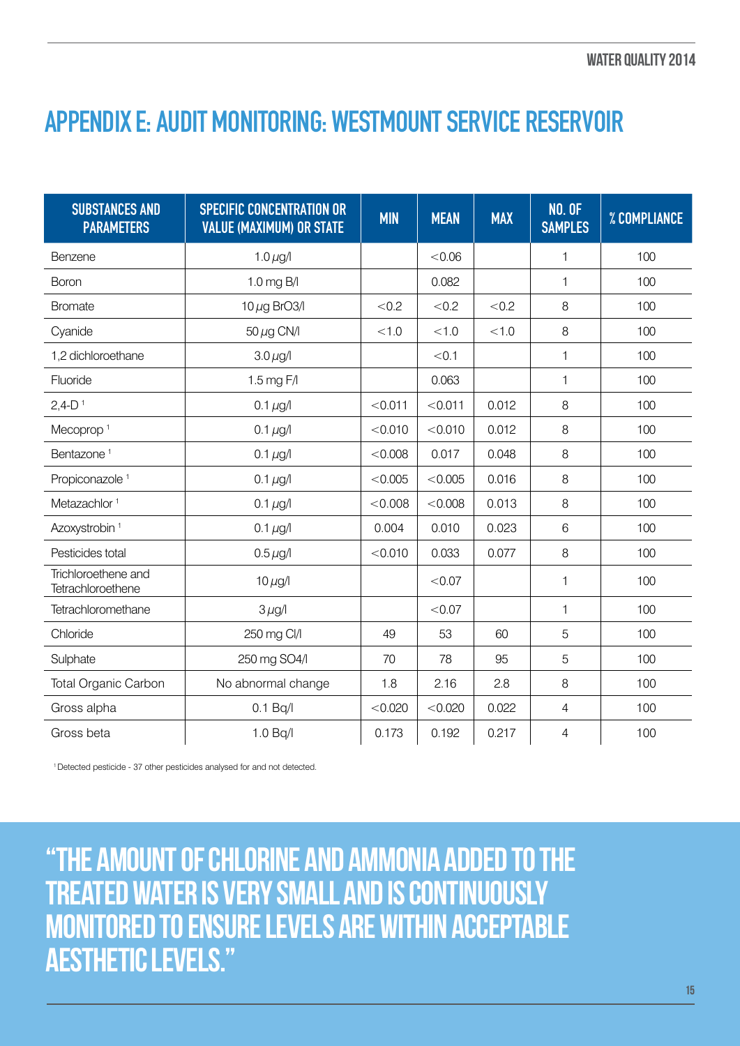# APPENDIX E: AUDIT MONITORING: WESTMOUNT SERVICE RESERVOIR

| SUBSTANCES AND PARAMETERS | SPECIFIC CONCENTRATION OR VALUE (MAXIMUM) OR STATE | MIN | MEAN | MAX | NO. OF SAMPLES | % COMPLIANCE |
|---|---|---|---|---|---|---|
| Benzene | 1.0 µg/l | | <0.06 | | 1 | 100 |
| Boron | 1.0 mg B/l | | 0.082 | | 1 | 100 |
| Bromate | 10 µg BrO3/l | <0.2 | <0.2 | <0.2 | 8 | 100 |
| Cyanide | 50 µg CN/l | <1.0 | <1.0 | <1.0 | 8 | 100 |
| 1,2 dichloroethane | 3.0 µg/l | | <0.1 | | 1 | 100 |
| Fluoride | 1.5 mg F/l | | 0.063 | | 1 | 100 |
| 2,4-D [1] | 0.1 µg/l | <0.011 | <0.011 | 0.012 | 8 | 100 |
| Mecoprop [1] | 0.1 µg/l | <0.010 | <0.010 | 0.012 | 8 | 100 |
| Bentazone [1] | 0.1 µg/l | <0.008 | 0.017 | 0.048 | 8 | 100 |
| Propiconazole [1] | 0.1 µg/l | <0.005 | <0.005 | 0.016 | 8 | 100 |
| Metazachlor [1] | 0.1 µg/l | <0.008 | <0.008 | 0.013 | 8 | 100 |
| Azoxystrobin [1] | 0.1 µg/l | 0.004 | 0.010 | 0.023 | 6 | 100 |
| Pesticides total | 0.5 µg/l | <0.010 | 0.033 | 0.077 | 8 | 100 |
| Trichloroethene and Tetrachloroethene | 10 µg/l | | <0.07 | | 1 | 100 |
| Tetrachloromethane | 3 µg/l | | <0.07 | | 1 | 100 |
| Chloride | 250 mg Cl/l | 49 | 53 | 60 | 5 | 100 |
| Sulphate | 250 mg SO4/l | 70 | 78 | 95 | 5 | 100 |
| Total Organic Carbon | No abnormal change | 1.8 | 2.16 | 2.8 | 8 | 100 |
| Gross alpha | 0.1 Bq/l | <0.020 | <0.020 | 0.022 | 4 | 100 |
| Gross beta | 1.0 Bq/l | 0.173 | 0.192 | 0.217 | 4 | 100 |

[1] Detected pesticide - 37 other pesticides analysed for and not detected.

**"THE AMOUNT OF CHLORINE AND AMMONIA ADDED TO THE TREATED WATER IS VERY SMALL AND IS CONTINUOUSLY MONITORED TO ENSURE LEVELS ARE WITHIN ACCEPTABLE AESTHETIC LEVELS."**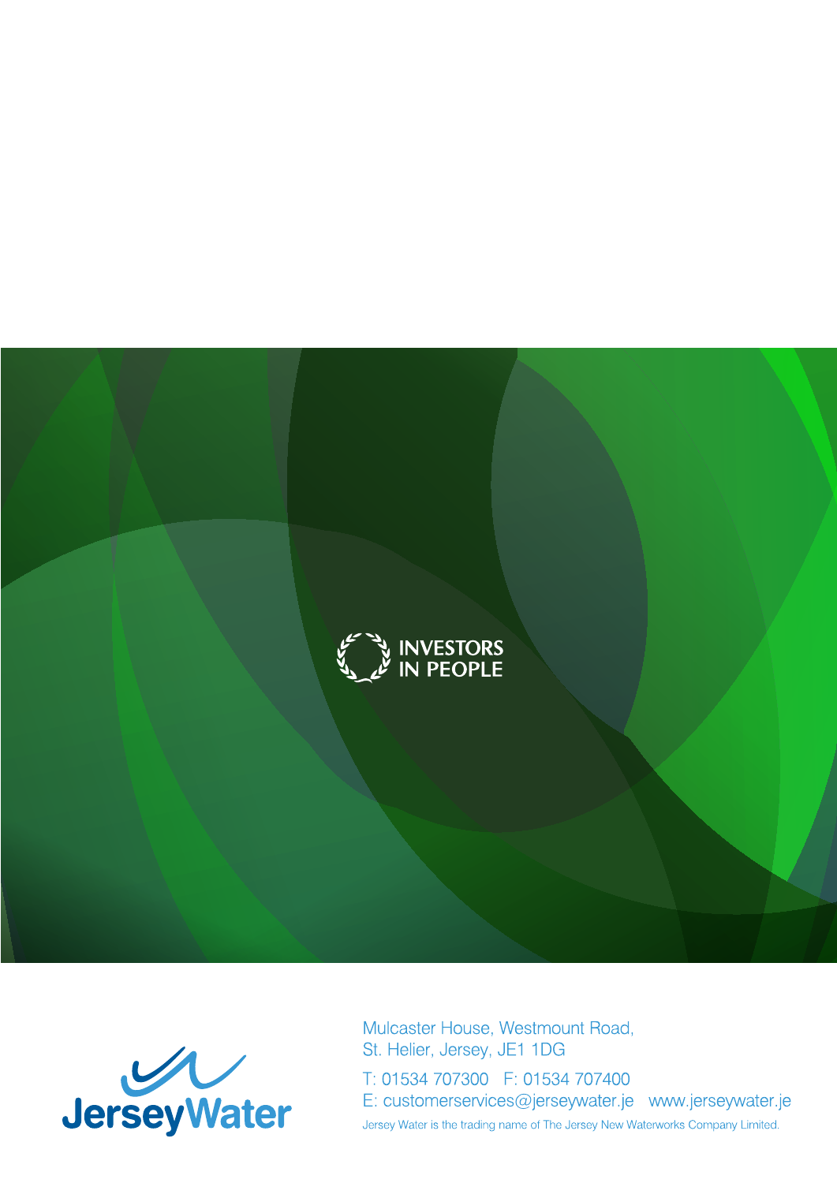INVESTORS IN PEOPLE

JerseyWater

Mulcaster House, Westmount Road,
St. Helier, Jersey, JE1 1DG

T: 01534 707300 F: 01534 707400
E: customerservices@jerseywater.je www.jerseywater.je

Jersey Water is the trading name of The Jersey New Waterworks Company Limited.